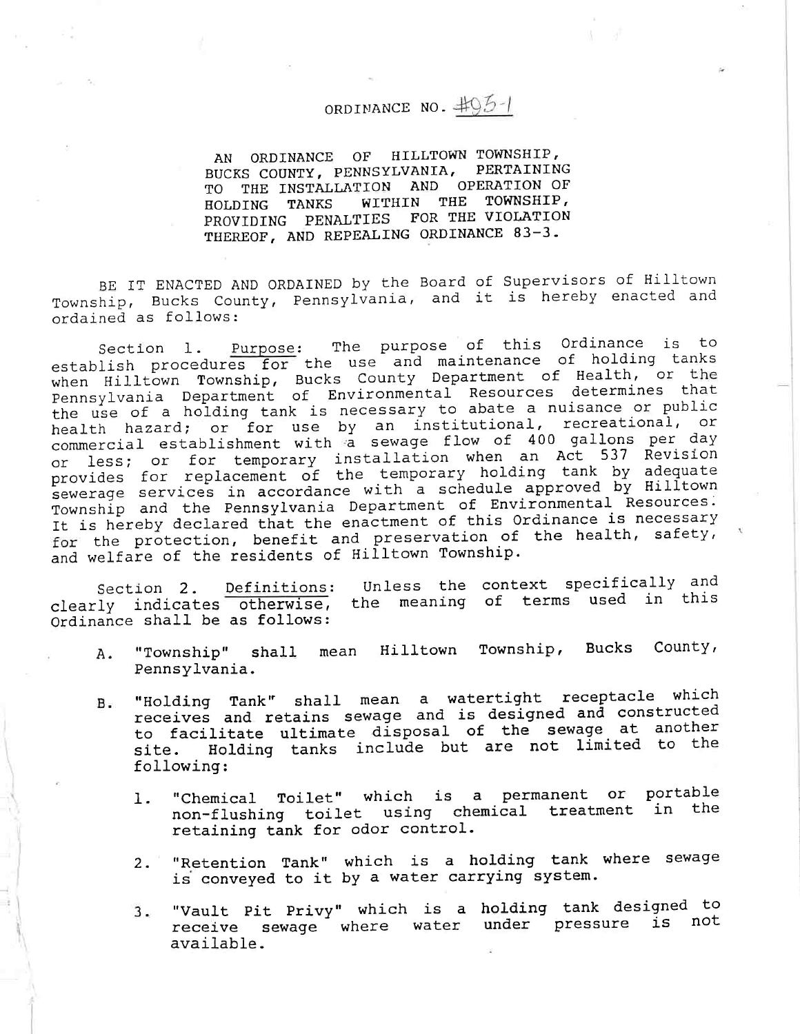ORDINANCE NO. #95-1

AN ORDINANCE OF HILLTOWN TOWNSHIP, BUCKS COUNTY, PENNSYLVANIA, PERTAINING TO THE INSTALLATION AND OPERATION OF HOLDING TANKS WITHIN THE TOWNSHIP, PROVIDING PENALTIES FOR THE VIOLATION THEREOF, AND REPEALING ORDINANCE 83-3.

BE IT ENACTED AND ORDAINED by the Board of Supervisors of Hilltown Township, Bucks County, Pennsylvania, and it is hereby enacted and ordained as follows:

Section 1. Purpose: The purpose of this Ordinance is to establish procedures for the use and maintenance of holding tanks when Hilltown Township, Bucks County Department of Health, or the Pennsylvania Department of Environmental Resources determines that the use of a holding tank is necessary to abate a nuisance or public health hazard; or for use by an institutional, recreational, or commercial establishment with a sewage flow of 400 gallons per day or less; or for temporary installation when an Act 537 Revision provides for replacement of the temporary holding tank by adequate sewerage services in accordance with a schedule approved by Hilltown Township and the Pennsylvania Department of Environmental Resources. It is hereby declared that the enactment of this Ordinance is necessary for the protection, benefit and preservation of the health, safety, and welfare of the residents of Hilltown Township.

Section 2. Definitions: Unless the context specifically and clearly indicates otherwise, the meaning of terms used in this Ordinance shall be as follows:

A. "Township" shall mean Hilltown Township, Bucks County, Pennsylvania.

B. "Holding Tank" shall mean a watertight receptacle which receives and retains sewage and is designed and constructed to facilitate ultimate disposal of the sewage at another site. Holding tanks include but are not limited to the following:

   1. "Chemical Toilet" which is a permanent or portable non-flushing toilet using chemical treatment in the retaining tank for odor control.

   2. "Retention Tank" which is a holding tank where sewage is conveyed to it by a water carrying system.

   3. "Vault Pit Privy" which is a holding tank designed to receive sewage where water under pressure is not available.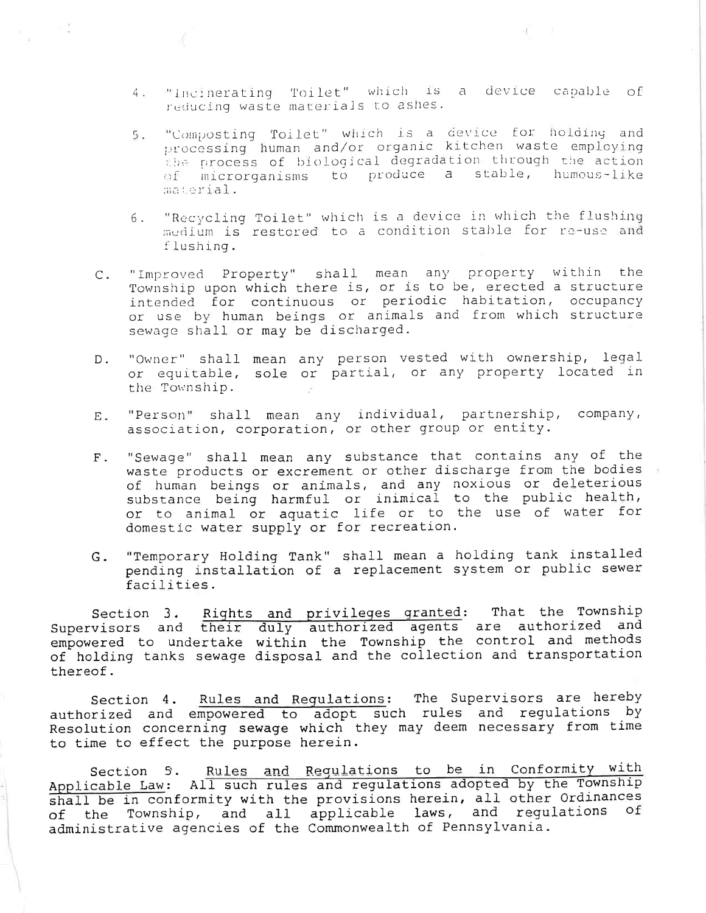4. "Incinerating Toilet" which is a device capable of reducing waste materials to ashes.

5. "Composting Toilet" which is a device for holding and processing human and/or organic kitchen waste employing the process of biological degradation through the action of microrganisms to produce a stable, humous-like material.

6. "Recycling Toilet" which is a device in which the flushing medium is restored to a condition stable for re-use and flushing.

C. "Improved Property" shall mean any property within the Township upon which there is, or is to be, erected a structure intended for continuous or periodic habitation, occupancy or use by human beings or animals and from which structure sewage shall or may be discharged.

D. "Owner" shall mean any person vested with ownership, legal or equitable, sole or partial, or any property located in the Township.

E. "Person" shall mean any individual, partnership, company, association, corporation, or other group or entity.

F. "Sewage" shall mean any substance that contains any of the waste products or excrement or other discharge from the bodies of human beings or animals, and any noxious or deleterious substance being harmful or inimical to the public health, or to animal or aquatic life or to the use of water for domestic water supply or for recreation.

G. "Temporary Holding Tank" shall mean a holding tank installed pending installation of a replacement system or public sewer facilities.

Section 3. Rights and privileges granted: That the Township Supervisors and their duly authorized agents are authorized and empowered to undertake within the Township the control and methods of holding tanks sewage disposal and the collection and transportation thereof.

Section 4. Rules and Regulations: The Supervisors are hereby authorized and empowered to adopt such rules and regulations by Resolution concerning sewage which they may deem necessary from time to time to effect the purpose herein.

Section 5. Rules and Regulations to be in Conformity with Applicable Law: All such rules and regulations adopted by the Township shall be in conformity with the provisions herein, all other Ordinances of the Township, and all applicable laws, and regulations of administrative agencies of the Commonwealth of Pennsylvania.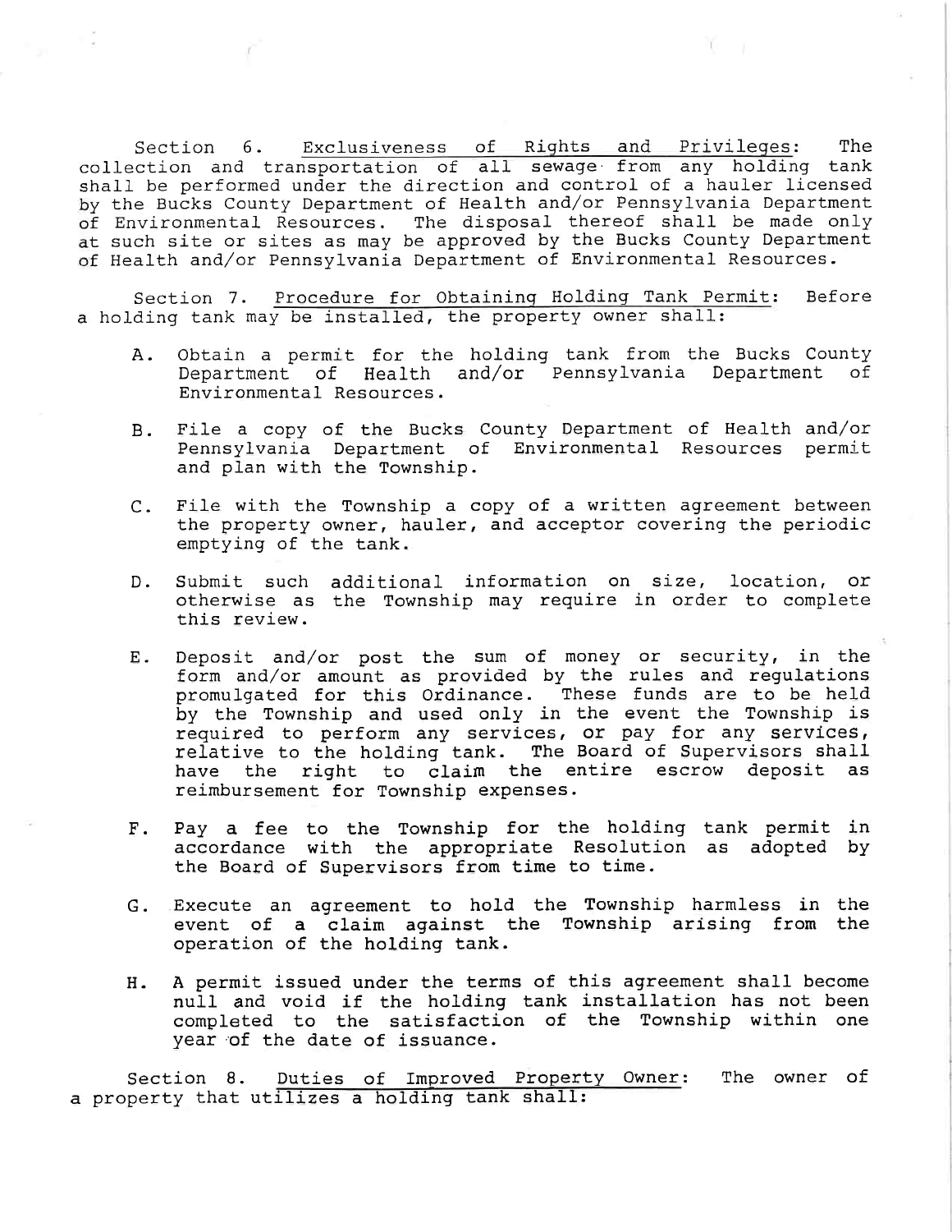Section 6. Exclusiveness of Rights and Privileges: The collection and transportation of all sewage from any holding tank shall be performed under the direction and control of a hauler licensed by the Bucks County Department of Health and/or Pennsylvania Department of Environmental Resources. The disposal thereof shall be made only at such site or sites as may be approved by the Bucks County Department of Health and/or Pennsylvania Department of Environmental Resources.

Section 7. Procedure for Obtaining Holding Tank Permit: Before a holding tank may be installed, the property owner shall:

A. Obtain a permit for the holding tank from the Bucks County Department of Health and/or Pennsylvania Department of Environmental Resources.

B. File a copy of the Bucks County Department of Health and/or Pennsylvania Department of Environmental Resources permit and plan with the Township.

C. File with the Township a copy of a written agreement between the property owner, hauler, and acceptor covering the periodic emptying of the tank.

D. Submit such additional information on size, location, or otherwise as the Township may require in order to complete this review.

E. Deposit and/or post the sum of money or security, in the form and/or amount as provided by the rules and regulations promulgated for this Ordinance. These funds are to be held by the Township and used only in the event the Township is required to perform any services, or pay for any services, relative to the holding tank. The Board of Supervisors shall have the right to claim the entire escrow deposit as reimbursement for Township expenses.

F. Pay a fee to the Township for the holding tank permit in accordance with the appropriate Resolution as adopted by the Board of Supervisors from time to time.

G. Execute an agreement to hold the Township harmless in the event of a claim against the Township arising from the operation of the holding tank.

H. A permit issued under the terms of this agreement shall become null and void if the holding tank installation has not been completed to the satisfaction of the Township within one year of the date of issuance.

Section 8. Duties of Improved Property Owner: The owner of a property that utilizes a holding tank shall: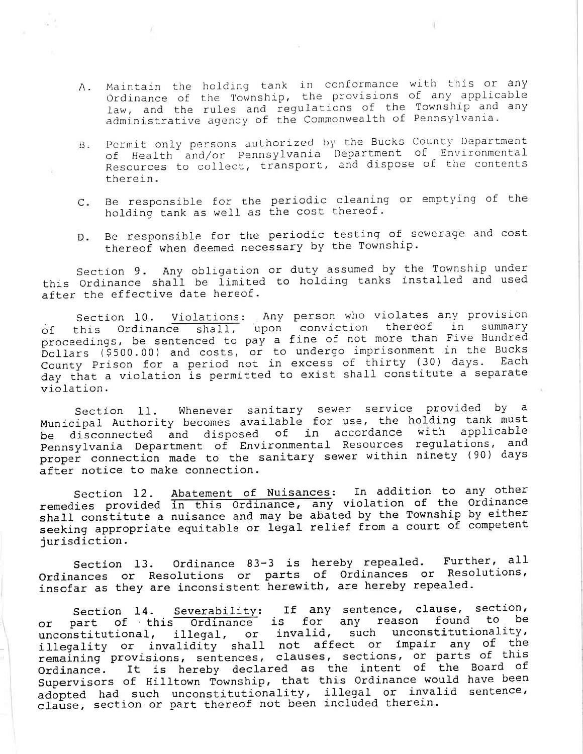A. Maintain the holding tank in conformance with this or any Ordinance of the Township, the provisions of any applicable law, and the rules and regulations of the Township and any administrative agency of the Commonwealth of Pennsylvania.

B. Permit only persons authorized by the Bucks County Department of Health and/or Pennsylvania Department of Environmental Resources to collect, transport, and dispose of the contents therein.

C. Be responsible for the periodic cleaning or emptying of the holding tank as well as the cost thereof.

D. Be responsible for the periodic testing of sewerage and cost thereof when deemed necessary by the Township.

Section 9. Any obligation or duty assumed by the Township under this Ordinance shall be limited to holding tanks installed and used after the effective date hereof.

Section 10. Violations: Any person who violates any provision of this Ordinance shall, upon conviction thereof in summary proceedings, be sentenced to pay a fine of not more than Five Hundred Dollars ($500.00) and costs, or to undergo imprisonment in the Bucks County Prison for a period not in excess of thirty (30) days. Each day that a violation is permitted to exist shall constitute a separate violation.

Section 11. Whenever sanitary sewer service provided by a Municipal Authority becomes available for use, the holding tank must be disconnected and disposed of in accordance with applicable Pennsylvania Department of Environmental Resources regulations, and proper connection made to the sanitary sewer within ninety (90) days after notice to make connection.

Section 12. Abatement of Nuisances: In addition to any other remedies provided in this Ordinance, any violation of the Ordinance shall constitute a nuisance and may be abated by the Township by either seeking appropriate equitable or legal relief from a court of competent jurisdiction.

Section 13. Ordinance 83-3 is hereby repealed. Further, all Ordinances or Resolutions or parts of Ordinances or Resolutions, insofar as they are inconsistent herewith, are hereby repealed.

Section 14. Severability: If any sentence, clause, section, or part of this Ordinance is for any reason found to be unconstitutional, illegal, or invalid, such unconstitutionality, illegality or invalidity shall not affect or impair any of the remaining provisions, sentences, clauses, sections, or parts of this Ordinance. It is hereby declared as the intent of the Board of Supervisors of Hilltown Township, that this Ordinance would have been adopted had such unconstitutionality, illegal or invalid sentence, clause, section or part thereof not been included therein.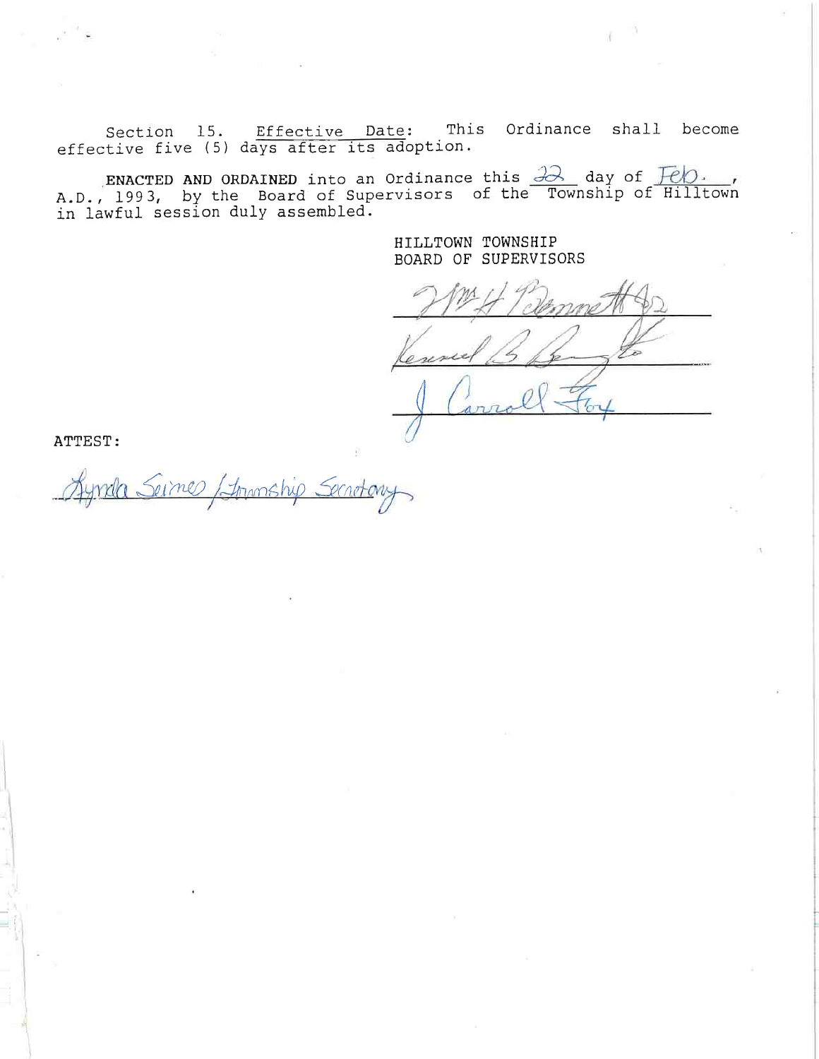Section 15. Effective Date: This Ordinance shall become effective five (5) days after its adoption.

**ENACTED AND ORDAINED** into an Ordinance this 22 day of Feb., A.D., 1993, by the Board of Supervisors of the Township of Hilltown in lawful session duly assembled.

HILLTOWN TOWNSHIP
BOARD OF SUPERVISORS

Wm H Bennett Jr
_______________________________

Kenneth B Bennington
_______________________________

J Carroll Foy
_______________________________

ATTEST:

Lynda Seimes / Township Secretary